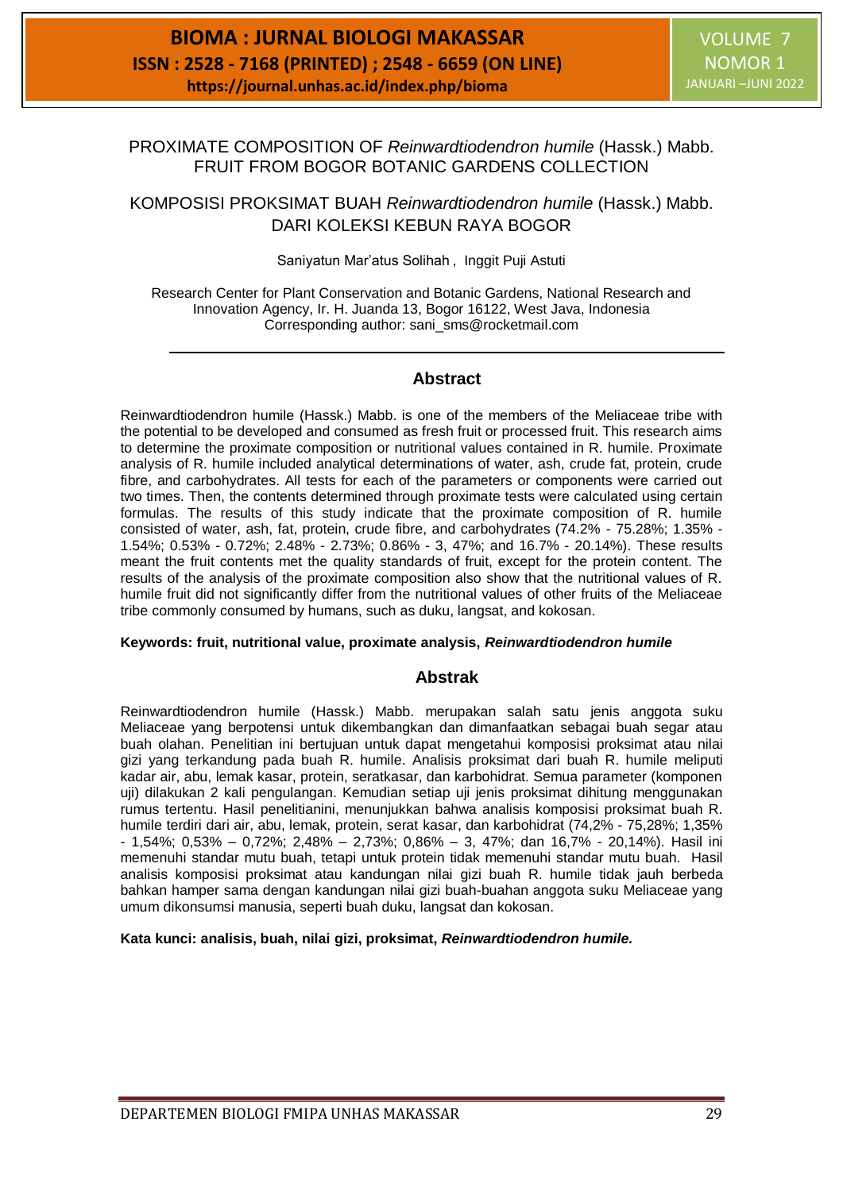# PROXIMATE COMPOSITION OF *Reinwardtiodendron humile* (Hassk.) Mabb. FRUIT FROM BOGOR BOTANIC GARDENS COLLECTION

# KOMPOSISI PROKSIMAT BUAH *Reinwardtiodendron humile* (Hassk.) Mabb. DARI KOLEKSI KEBUN RAYA BOGOR

Saniyatun Mar'atus Solihah , Inggit Puji Astuti

Research Center for Plant Conservation and Botanic Gardens, National Research and Innovation Agency, Ir. H. Juanda 13, Bogor 16122, West Java, Indonesia
Corresponding author: sani_sms@rocketmail.com

## Abstract

Reinwardtiodendron humile (Hassk.) Mabb. is one of the members of the Meliaceae tribe with the potential to be developed and consumed as fresh fruit or processed fruit. This research aims to determine the proximate composition or nutritional values contained in R. humile. Proximate analysis of R. humile included analytical determinations of water, ash, crude fat, protein, crude fibre, and carbohydrates. All tests for each of the parameters or components were carried out two times. Then, the contents determined through proximate tests were calculated using certain formulas. The results of this study indicate that the proximate composition of R. humile consisted of water, ash, fat, protein, crude fibre, and carbohydrates (74.2% - 75.28%; 1.35% - 1.54%; 0.53% - 0.72%; 2.48% - 2.73%; 0.86% - 3, 47%; and 16.7% - 20.14%). These results meant the fruit contents met the quality standards of fruit, except for the protein content. The results of the analysis of the proximate composition also show that the nutritional values of R. humile fruit did not significantly differ from the nutritional values of other fruits of the Meliaceae tribe commonly consumed by humans, such as duku, langsat, and kokosan.

**Keywords: fruit, nutritional value, proximate analysis, *Reinwardtiodendron humile***

## Abstrak

Reinwardtiodendron humile (Hassk.) Mabb. merupakan salah satu jenis anggota suku Meliaceae yang berpotensi untuk dikembangkan dan dimanfaatkan sebagai buah segar atau buah olahan. Penelitian ini bertujuan untuk dapat mengetahui komposisi proksimat atau nilai gizi yang terkandung pada buah R. humile. Analisis proksimat dari buah R. humile meliputi kadar air, abu, lemak kasar, protein, seratkasar, dan karbohidrat. Semua parameter (komponen uji) dilakukan 2 kali pengulangan. Kemudian setiap uji jenis proksimat dihitung menggunakan rumus tertentu. Hasil penelitianini, menunjukkan bahwa analisis komposisi proksimat buah R. humile terdiri dari air, abu, lemak, protein, serat kasar, dan karbohidrat (74,2% - 75,28%; 1,35% - 1,54%; 0,53% – 0,72%; 2,48% – 2,73%; 0,86% – 3, 47%; dan 16,7% - 20,14%). Hasil ini memenuhi standar mutu buah, tetapi untuk protein tidak memenuhi standar mutu buah. Hasil analisis komposisi proksimat atau kandungan nilai gizi buah R. humile tidak jauh berbeda bahkan hamper sama dengan kandungan nilai gizi buah-buahan anggota suku Meliaceae yang umum dikonsumsi manusia, seperti buah duku, langsat dan kokosan.

**Kata kunci: analisis, buah, nilai gizi, proksimat, *Reinwardtiodendron humile.***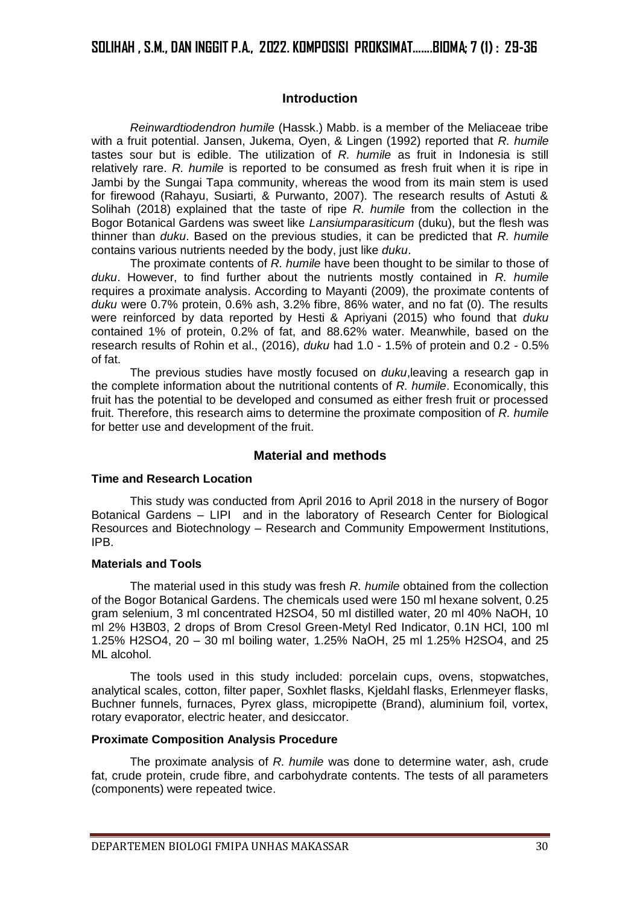## Introduction

*Reinwardtiodendron humile* (Hassk.) Mabb. is a member of the Meliaceae tribe with a fruit potential. Jansen, Jukema, Oyen, & Lingen (1992) reported that *R. humile* tastes sour but is edible. The utilization of *R. humile* as fruit in Indonesia is still relatively rare. *R. humile* is reported to be consumed as fresh fruit when it is ripe in Jambi by the Sungai Tapa community, whereas the wood from its main stem is used for firewood (Rahayu, Susiarti, & Purwanto, 2007). The research results of Astuti & Solihah (2018) explained that the taste of ripe *R. humile* from the collection in the Bogor Botanical Gardens was sweet like *Lansiumparasiticum* (duku), but the flesh was thinner than *duku*. Based on the previous studies, it can be predicted that *R. humile* contains various nutrients needed by the body, just like *duku*.

The proximate contents of *R. humile* have been thought to be similar to those of *duku*. However, to find further about the nutrients mostly contained in *R. humile* requires a proximate analysis. According to Mayanti (2009), the proximate contents of *duku* were 0.7% protein, 0.6% ash, 3.2% fibre, 86% water, and no fat (0). The results were reinforced by data reported by Hesti & Apriyani (2015) who found that *duku* contained 1% of protein, 0.2% of fat, and 88.62% water. Meanwhile, based on the research results of Rohin et al., (2016), *duku* had 1.0 - 1.5% of protein and 0.2 - 0.5% of fat.

The previous studies have mostly focused on *duku*,leaving a research gap in the complete information about the nutritional contents of *R. humile*. Economically, this fruit has the potential to be developed and consumed as either fresh fruit or processed fruit. Therefore, this research aims to determine the proximate composition of *R. humile* for better use and development of the fruit.

## Material and methods

### Time and Research Location

This study was conducted from April 2016 to April 2018 in the nursery of Bogor Botanical Gardens – LIPI and in the laboratory of Research Center for Biological Resources and Biotechnology – Research and Community Empowerment Institutions, IPB.

### Materials and Tools

The material used in this study was fresh *R. humile* obtained from the collection of the Bogor Botanical Gardens. The chemicals used were 150 ml hexane solvent, 0.25 gram selenium, 3 ml concentrated $H_2SO_4$, 50 ml distilled water, 20 ml 40% NaOH, 10 ml 2% $H_3BO_3$, 2 drops of Brom Cresol Green-Metyl Red Indicator, 0.1N HCl, 100 ml 1.25% $H_2SO_4$, 20 – 30 ml boiling water, 1.25% NaOH, 25 ml 1.25% $H_2SO_4$, and 25 ML alcohol.

The tools used in this study included: porcelain cups, ovens, stopwatches, analytical scales, cotton, filter paper, Soxhlet flasks, Kjeldahl flasks, Erlenmeyer flasks, Buchner funnels, furnaces, Pyrex glass, micropipette (Brand), aluminium foil, vortex, rotary evaporator, electric heater, and desiccator.

### Proximate Composition Analysis Procedure

The proximate analysis of *R. humile* was done to determine water, ash, crude fat, crude protein, crude fibre, and carbohydrate contents. The tests of all parameters (components) were repeated twice.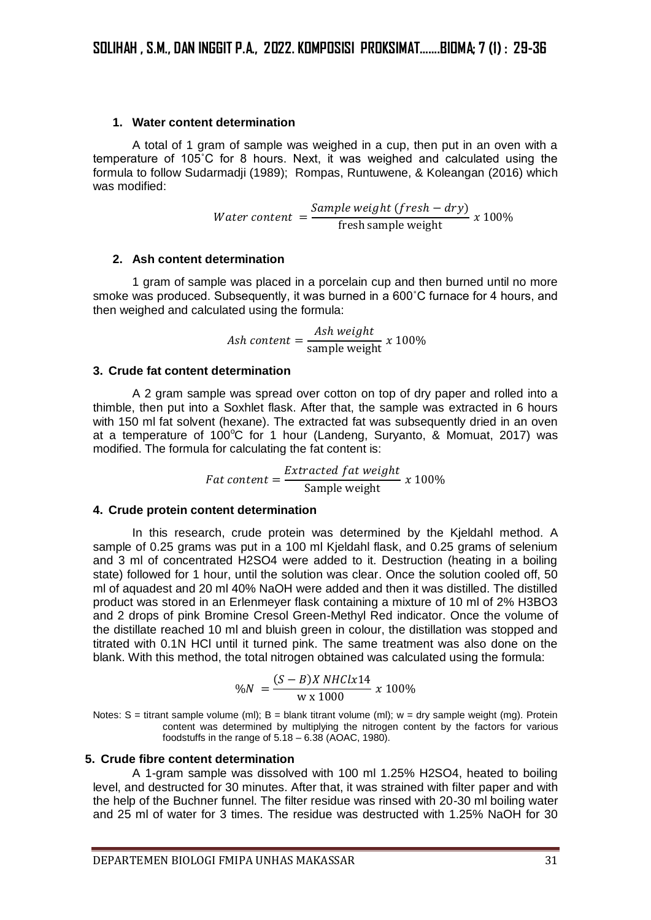### 1. Water content determination

A total of 1 gram of sample was weighed in a cup, then put in an oven with a temperature of 105˚C for 8 hours. Next, it was weighed and calculated using the formula to follow Sudarmadji (1989); Rompas, Runtuwene, & Koleangan (2016) which was modified:

$$Water\ content\ = \frac{Sample\ weight\ (fresh - dry)}{\text{fresh sample weight}}\ x\ 100\%$$

### 2. Ash content determination

1 gram of sample was placed in a porcelain cup and then burned until no more smoke was produced. Subsequently, it was burned in a 600˚C furnace for 4 hours, and then weighed and calculated using the formula:

$$Ash\ content = \frac{Ash\ weight}{\text{sample weight}}\ x\ 100\%$$

### 3. Crude fat content determination

A 2 gram sample was spread over cotton on top of dry paper and rolled into a thimble, then put into a Soxhlet flask. After that, the sample was extracted in 6 hours with 150 ml fat solvent (hexane). The extracted fat was subsequently dried in an oven at a temperature of 100$^{o}$C for 1 hour (Landeng, Suryanto, & Momuat, 2017) was modified. The formula for calculating the fat content is:

$$Fat\ content = \frac{Extracted\ fat\ weight}{\text{Sample weight}}\ x\ 100\%$$

### 4. Crude protein content determination

In this research, crude protein was determined by the Kjeldahl method. A sample of 0.25 grams was put in a 100 ml Kjeldahl flask, and 0.25 grams of selenium and 3 ml of concentrated $H_2SO_4$ were added to it. Destruction (heating in a boiling state) followed for 1 hour, until the solution was clear. Once the solution cooled off, 50 ml of aquadest and 20 ml 40% NaOH were added and then it was distilled. The distilled product was stored in an Erlenmeyer flask containing a mixture of 10 ml of 2% $H_3BO_3$ and 2 drops of pink Bromine Cresol Green-Methyl Red indicator. Once the volume of the distillate reached 10 ml and bluish green in colour, the distillation was stopped and titrated with 0.1N HCl until it turned pink. The same treatment was also done on the blank. With this method, the total nitrogen obtained was calculated using the formula:

$$\%N\ = \frac{(S - B) X\ NHClx14}{\text{w x 1000}}\ x\ 100\%$$

Notes: S = titrant sample volume (ml); B = blank titrant volume (ml); w = dry sample weight (mg). Protein content was determined by multiplying the nitrogen content by the factors for various foodstuffs in the range of 5.18 – 6.38 (AOAC, 1980).

### 5. Crude fibre content determination

A 1-gram sample was dissolved with 100 ml 1.25% $H_2SO_4$, heated to boiling level, and destructed for 30 minutes. After that, it was strained with filter paper and with the help of the Buchner funnel. The filter residue was rinsed with 20-30 ml boiling water and 25 ml of water for 3 times. The residue was destructed with 1.25% NaOH for 30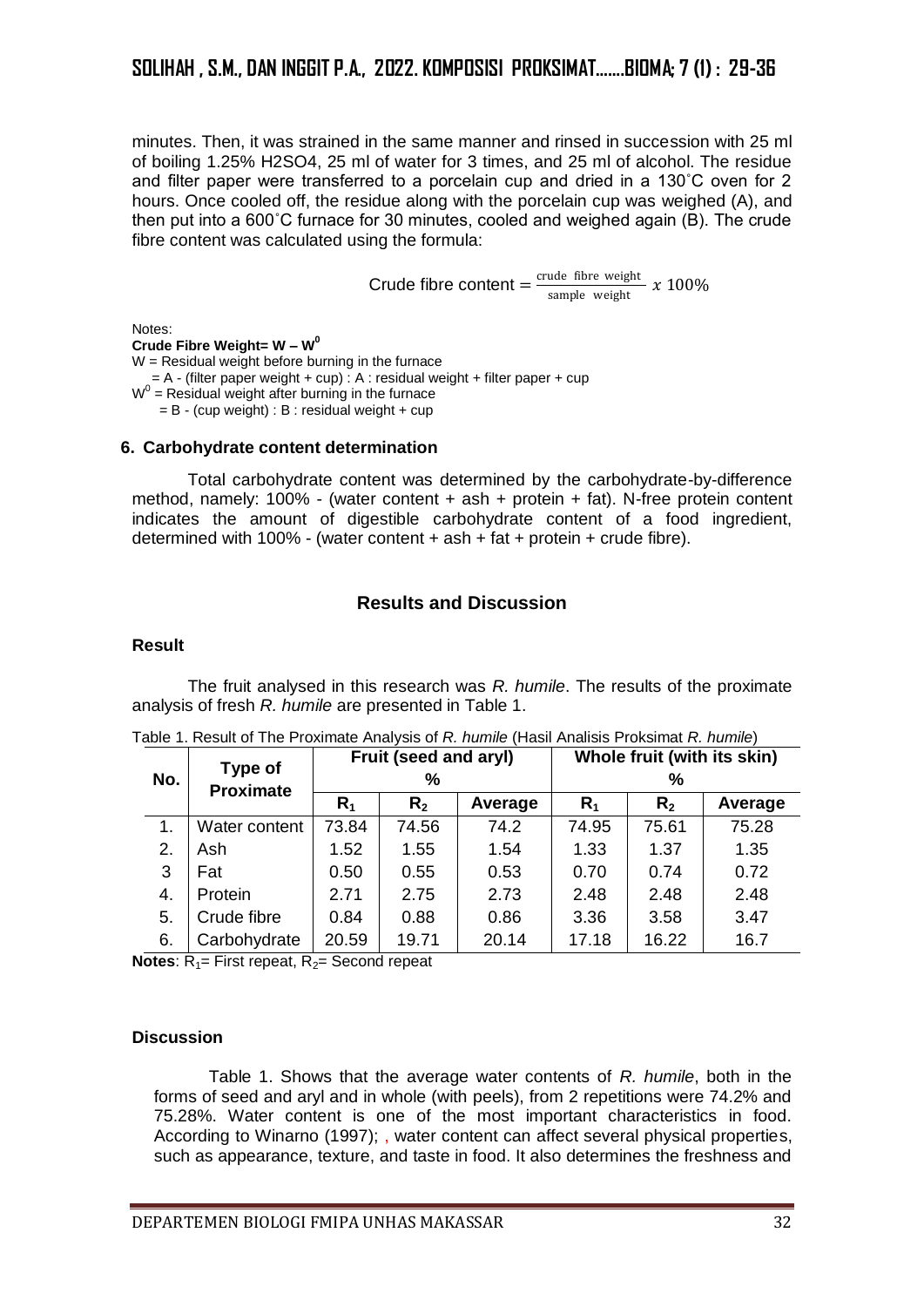minutes. Then, it was strained in the same manner and rinsed in succession with 25 ml of boiling 1.25% $H_2SO_4$, 25 ml of water for 3 times, and 25 ml of alcohol. The residue and filter paper were transferred to a porcelain cup and dried in a 130˚C oven for 2 hours. Once cooled off, the residue along with the porcelain cup was weighed (A), and then put into a 600˚C furnace for 30 minutes, cooled and weighed again (B). The crude fibre content was calculated using the formula:

$$\text{Crude fibre content} = \frac{\text{crude fibre weight}}{\text{sample weight}} \; x \; 100\%$$

Notes:
**Crude Fibre Weight= $W - W^0$**
W = Residual weight before burning in the furnace
= A - (filter paper weight + cup) : A : residual weight + filter paper + cup
$W^0$ = Residual weight after burning in the furnace
= B - (cup weight) : B : residual weight + cup

### 6. Carbohydrate content determination

Total carbohydrate content was determined by the carbohydrate-by-difference method, namely: 100% - (water content + ash + protein + fat). N-free protein content indicates the amount of digestible carbohydrate content of a food ingredient, determined with 100% - (water content + ash + fat + protein + crude fibre).

## Results and Discussion

### Result

The fruit analysed in this research was *R. humile*. The results of the proximate analysis of fresh *R. humile* are presented in Table 1.

Table 1. Result of The Proximate Analysis of *R. humile* (Hasil Analisis Proksimat *R. humile*)

| No. | Type of Proximate | Fruit (seed and aryl) % | | | Whole fruit (with its skin) % | | |
|---|---|---|---|---|---|---|---|
| | | $R_1$ | $R_2$ | Average | $R_1$ | $R_2$ | Average |
| 1. | Water content | 73.84 | 74.56 | 74.2 | 74.95 | 75.61 | 75.28 |
| 2. | Ash | 1.52 | 1.55 | 1.54 | 1.33 | 1.37 | 1.35 |
| 3 | Fat | 0.50 | 0.55 | 0.53 | 0.70 | 0.74 | 0.72 |
| 4. | Protein | 2.71 | 2.75 | 2.73 | 2.48 | 2.48 | 2.48 |
| 5. | Crude fibre | 0.84 | 0.88 | 0.86 | 3.36 | 3.58 | 3.47 |
| 6. | Carbohydrate | 20.59 | 19.71 | 20.14 | 17.18 | 16.22 | 16.7 |

**Notes**: $R_1$= First repeat, $R_2$= Second repeat

### Discussion

Table 1. Shows that the average water contents of *R. humile*, both in the forms of seed and aryl and in whole (with peels), from 2 repetitions were 74.2% and 75.28%. Water content is one of the most important characteristics in food. According to Winarno (1997); , water content can affect several physical properties, such as appearance, texture, and taste in food. It also determines the freshness and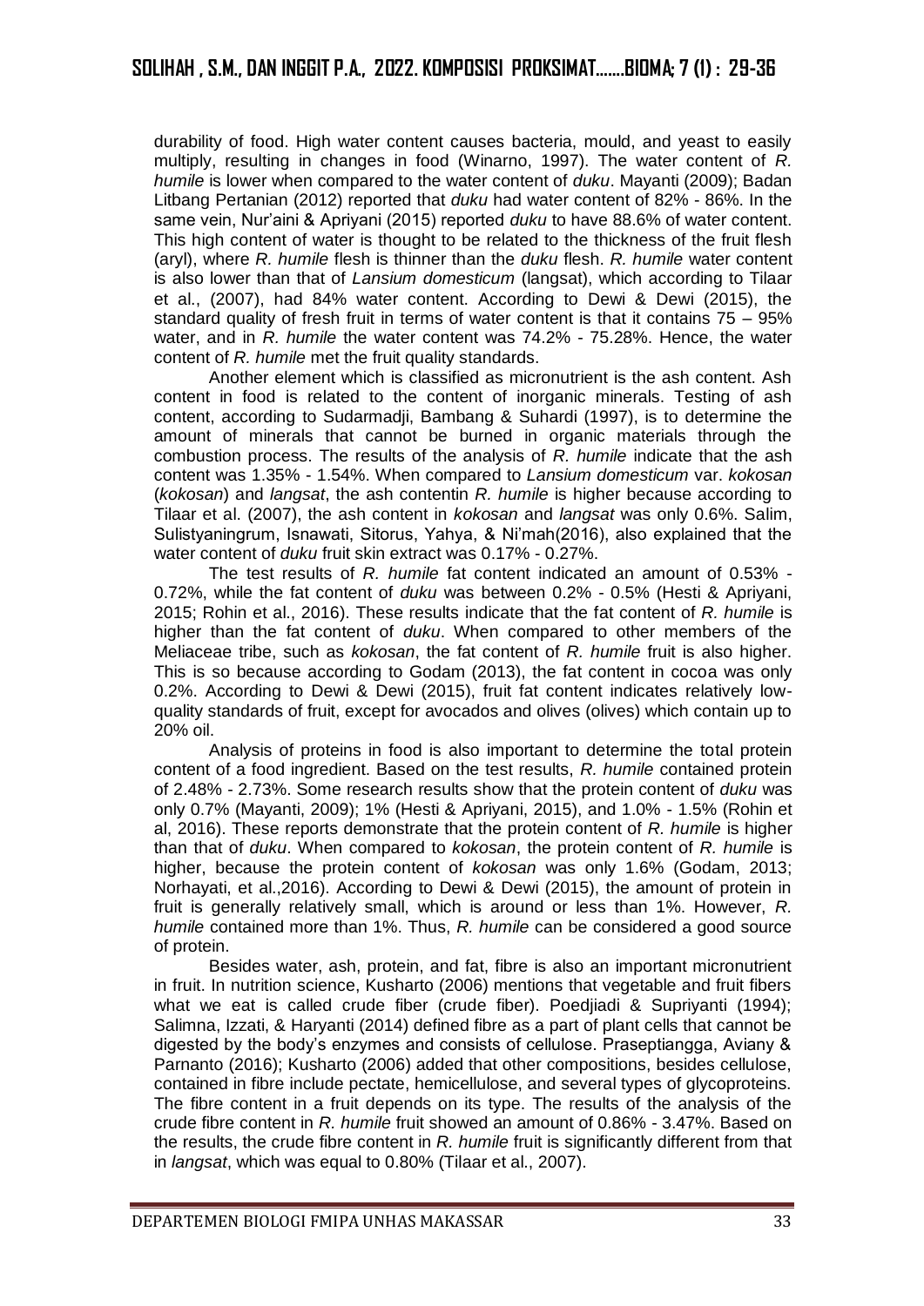durability of food. High water content causes bacteria, mould, and yeast to easily multiply, resulting in changes in food (Winarno, 1997). The water content of *R. humile* is lower when compared to the water content of *duku*. Mayanti (2009); Badan Litbang Pertanian (2012) reported that *duku* had water content of 82% - 86%. In the same vein, Nur'aini & Apriyani (2015) reported *duku* to have 88.6% of water content. This high content of water is thought to be related to the thickness of the fruit flesh (aryl), where *R. humile* flesh is thinner than the *duku* flesh. *R. humile* water content is also lower than that of *Lansium domesticum* (langsat), which according to Tilaar et al., (2007), had 84% water content. According to Dewi & Dewi (2015), the standard quality of fresh fruit in terms of water content is that it contains 75 – 95% water, and in *R. humile* the water content was 74.2% - 75.28%. Hence, the water content of *R. humile* met the fruit quality standards.

Another element which is classified as micronutrient is the ash content. Ash content in food is related to the content of inorganic minerals. Testing of ash content, according to Sudarmadji, Bambang & Suhardi (1997), is to determine the amount of minerals that cannot be burned in organic materials through the combustion process. The results of the analysis of *R. humile* indicate that the ash content was 1.35% - 1.54%. When compared to *Lansium domesticum* var. *kokosan* (*kokosan*) and *langsat*, the ash contentin *R. humile* is higher because according to Tilaar et al. (2007), the ash content in *kokosan* and *langsat* was only 0.6%. Salim, Sulistyaningrum, Isnawati, Sitorus, Yahya, & Ni'mah(2016), also explained that the water content of *duku* fruit skin extract was 0.17% - 0.27%.

The test results of *R. humile* fat content indicated an amount of 0.53% - 0.72%, while the fat content of *duku* was between 0.2% - 0.5% (Hesti & Apriyani, 2015; Rohin et al., 2016). These results indicate that the fat content of *R. humile* is higher than the fat content of *duku*. When compared to other members of the Meliaceae tribe, such as *kokosan*, the fat content of *R. humile* fruit is also higher. This is so because according to Godam (2013), the fat content in cocoa was only 0.2%. According to Dewi & Dewi (2015), fruit fat content indicates relatively low-quality standards of fruit, except for avocados and olives (olives) which contain up to 20% oil.

Analysis of proteins in food is also important to determine the total protein content of a food ingredient. Based on the test results, *R. humile* contained protein of 2.48% - 2.73%. Some research results show that the protein content of *duku* was only 0.7% (Mayanti, 2009); 1% (Hesti & Apriyani, 2015), and 1.0% - 1.5% (Rohin et al, 2016). These reports demonstrate that the protein content of *R. humile* is higher than that of *duku*. When compared to *kokosan*, the protein content of *R. humile* is higher, because the protein content of *kokosan* was only 1.6% (Godam, 2013; Norhayati, et al.,2016). According to Dewi & Dewi (2015), the amount of protein in fruit is generally relatively small, which is around or less than 1%. However, *R. humile* contained more than 1%. Thus, *R. humile* can be considered a good source of protein.

Besides water, ash, protein, and fat, fibre is also an important micronutrient in fruit. In nutrition science, Kusharto (2006) mentions that vegetable and fruit fibers what we eat is called crude fiber (crude fiber). Poedjiadi & Supriyanti (1994); Salimna, Izzati, & Haryanti (2014) defined fibre as a part of plant cells that cannot be digested by the body's enzymes and consists of cellulose. Praseptiangga, Aviany & Parnanto (2016); Kusharto (2006) added that other compositions, besides cellulose, contained in fibre include pectate, hemicellulose, and several types of glycoproteins. The fibre content in a fruit depends on its type. The results of the analysis of the crude fibre content in *R. humile* fruit showed an amount of 0.86% - 3.47%. Based on the results, the crude fibre content in *R. humile* fruit is significantly different from that in *langsat*, which was equal to 0.80% (Tilaar et al., 2007).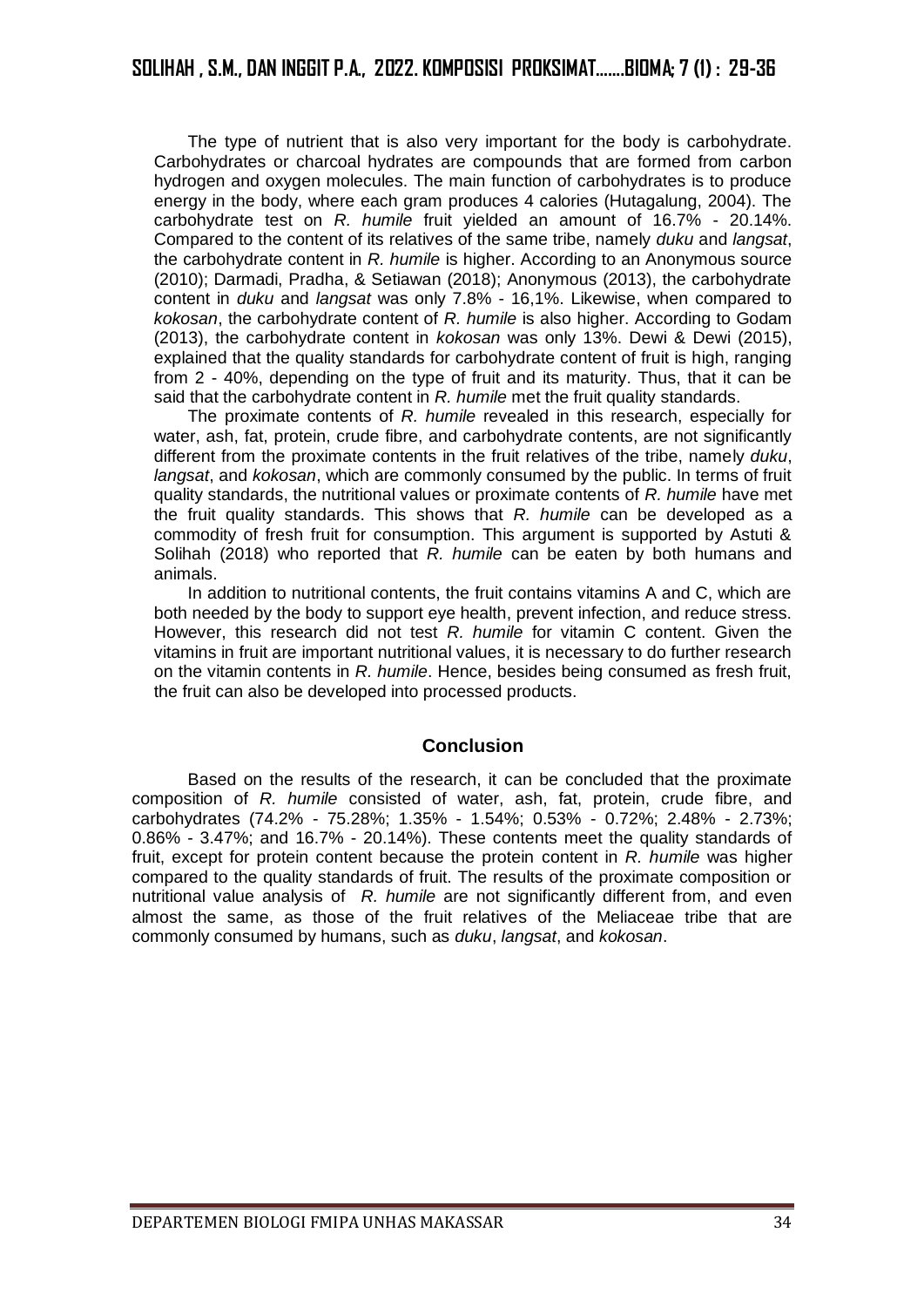The type of nutrient that is also very important for the body is carbohydrate. Carbohydrates or charcoal hydrates are compounds that are formed from carbon hydrogen and oxygen molecules. The main function of carbohydrates is to produce energy in the body, where each gram produces 4 calories (Hutagalung, 2004). The carbohydrate test on *R. humile* fruit yielded an amount of 16.7% - 20.14%. Compared to the content of its relatives of the same tribe, namely *duku* and *langsat*, the carbohydrate content in *R. humile* is higher. According to an Anonymous source (2010); Darmadi, Pradha, & Setiawan (2018); Anonymous (2013), the carbohydrate content in *duku* and *langsat* was only 7.8% - 16,1%. Likewise, when compared to *kokosan*, the carbohydrate content of *R. humile* is also higher. According to Godam (2013), the carbohydrate content in *kokosan* was only 13%. Dewi & Dewi (2015), explained that the quality standards for carbohydrate content of fruit is high, ranging from 2 - 40%, depending on the type of fruit and its maturity. Thus, that it can be said that the carbohydrate content in *R. humile* met the fruit quality standards.

The proximate contents of *R. humile* revealed in this research, especially for water, ash, fat, protein, crude fibre, and carbohydrate contents, are not significantly different from the proximate contents in the fruit relatives of the tribe, namely *duku*, *langsat*, and *kokosan*, which are commonly consumed by the public. In terms of fruit quality standards, the nutritional values or proximate contents of *R. humile* have met the fruit quality standards. This shows that *R. humile* can be developed as a commodity of fresh fruit for consumption. This argument is supported by Astuti & Solihah (2018) who reported that *R. humile* can be eaten by both humans and animals.

In addition to nutritional contents, the fruit contains vitamins A and C, which are both needed by the body to support eye health, prevent infection, and reduce stress. However, this research did not test *R. humile* for vitamin C content. Given the vitamins in fruit are important nutritional values, it is necessary to do further research on the vitamin contents in *R. humile*. Hence, besides being consumed as fresh fruit, the fruit can also be developed into processed products.

## Conclusion

Based on the results of the research, it can be concluded that the proximate composition of *R. humile* consisted of water, ash, fat, protein, crude fibre, and carbohydrates (74.2% - 75.28%; 1.35% - 1.54%; 0.53% - 0.72%; 2.48% - 2.73%; 0.86% - 3.47%; and 16.7% - 20.14%). These contents meet the quality standards of fruit, except for protein content because the protein content in *R. humile* was higher compared to the quality standards of fruit. The results of the proximate composition or nutritional value analysis of *R. humile* are not significantly different from, and even almost the same, as those of the fruit relatives of the Meliaceae tribe that are commonly consumed by humans, such as *duku*, *langsat*, and *kokosan*.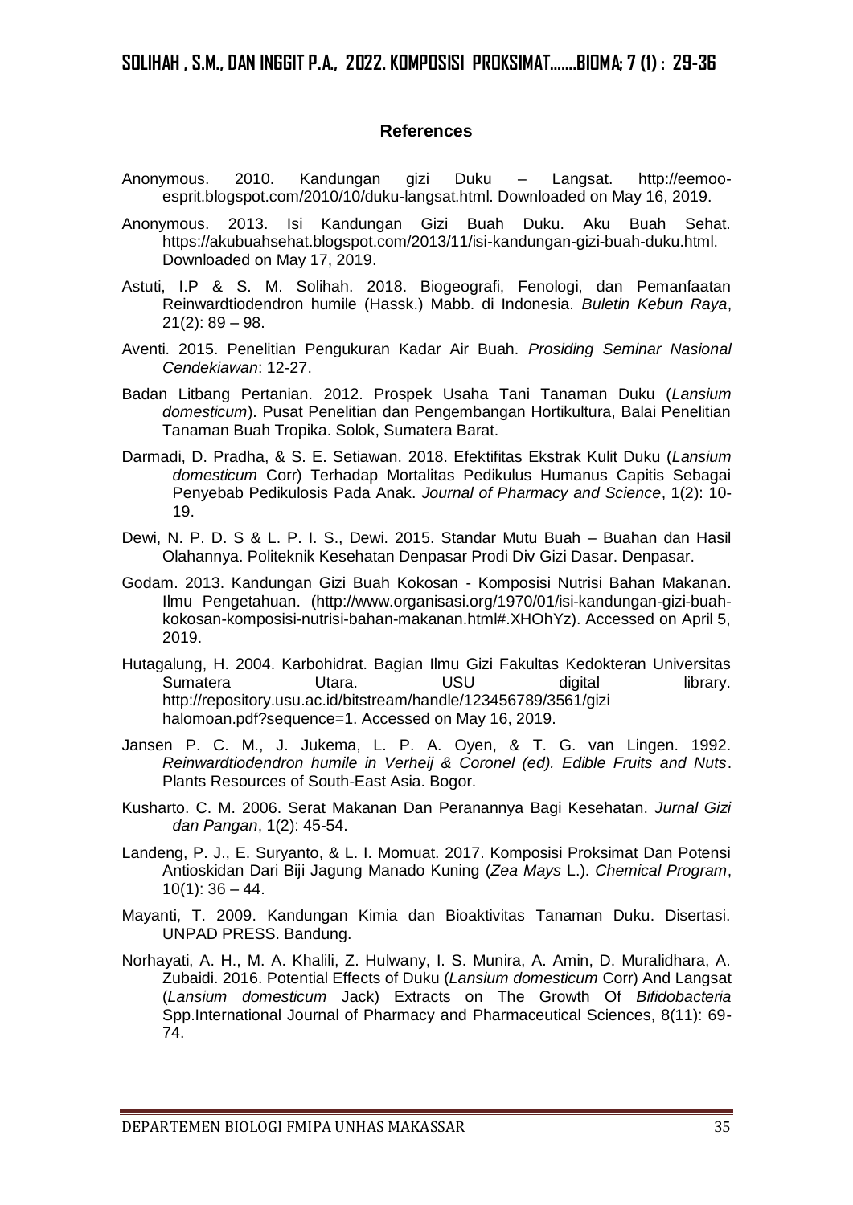## References

Anonymous. 2010. Kandungan gizi Duku – Langsat. http://eemoo-esprit.blogspot.com/2010/10/duku-langsat.html. Downloaded on May 16, 2019.

Anonymous. 2013. Isi Kandungan Gizi Buah Duku. Aku Buah Sehat. https://akubuahsehat.blogspot.com/2013/11/isi-kandungan-gizi-buah-duku.html. Downloaded on May 17, 2019.

Astuti, I.P & S. M. Solihah. 2018. Biogeografi, Fenologi, dan Pemanfaatan Reinwardtiodendron humile (Hassk.) Mabb. di Indonesia. *Buletin Kebun Raya*, 21(2): 89 – 98.

Aventi. 2015. Penelitian Pengukuran Kadar Air Buah. *Prosiding Seminar Nasional Cendekiawan*: 12-27.

Badan Litbang Pertanian. 2012. Prospek Usaha Tani Tanaman Duku (*Lansium domesticum*). Pusat Penelitian dan Pengembangan Hortikultura, Balai Penelitian Tanaman Buah Tropika. Solok, Sumatera Barat.

Darmadi, D. Pradha, & S. E. Setiawan. 2018. Efektifitas Ekstrak Kulit Duku (*Lansium domesticum* Corr) Terhadap Mortalitas Pedikulus Humanus Capitis Sebagai Penyebab Pedikulosis Pada Anak. *Journal of Pharmacy and Science*, 1(2): 10-19.

Dewi, N. P. D. S & L. P. I. S., Dewi. 2015. Standar Mutu Buah – Buahan dan Hasil Olahannya. Politeknik Kesehatan Denpasar Prodi Div Gizi Dasar. Denpasar.

Godam. 2013. Kandungan Gizi Buah Kokosan - Komposisi Nutrisi Bahan Makanan. Ilmu Pengetahuan. (http://www.organisasi.org/1970/01/isi-kandungan-gizi-buah-kokosan-komposisi-nutrisi-bahan-makanan.html#.XHOhYz). Accessed on April 5, 2019.

Hutagalung, H. 2004. Karbohidrat. Bagian Ilmu Gizi Fakultas Kedokteran Universitas Sumatera Utara. USU digital library. http://repository.usu.ac.id/bitstream/handle/123456789/3561/gizi halomoan.pdf?sequence=1. Accessed on May 16, 2019.

Jansen P. C. M., J. Jukema, L. P. A. Oyen, & T. G. van Lingen. 1992. *Reinwardtiodendron humile in Verheij & Coronel (ed). Edible Fruits and Nuts*. Plants Resources of South-East Asia. Bogor.

Kusharto. C. M. 2006. Serat Makanan Dan Peranannya Bagi Kesehatan. *Jurnal Gizi dan Pangan*, 1(2): 45-54.

Landeng, P. J., E. Suryanto, & L. I. Momuat. 2017. Komposisi Proksimat Dan Potensi Antioskidan Dari Biji Jagung Manado Kuning (*Zea Mays* L.). *Chemical Program*, 10(1): 36 – 44.

Mayanti, T. 2009. Kandungan Kimia dan Bioaktivitas Tanaman Duku. Disertasi. UNPAD PRESS. Bandung.

Norhayati, A. H., M. A. Khalili, Z. Hulwany, I. S. Munira, A. Amin, D. Muralidhara, A. Zubaidi. 2016. Potential Effects of Duku (*Lansium domesticum* Corr) And Langsat (*Lansium domesticum* Jack) Extracts on The Growth Of *Bifidobacteria* Spp.International Journal of Pharmacy and Pharmaceutical Sciences, 8(11): 69-74.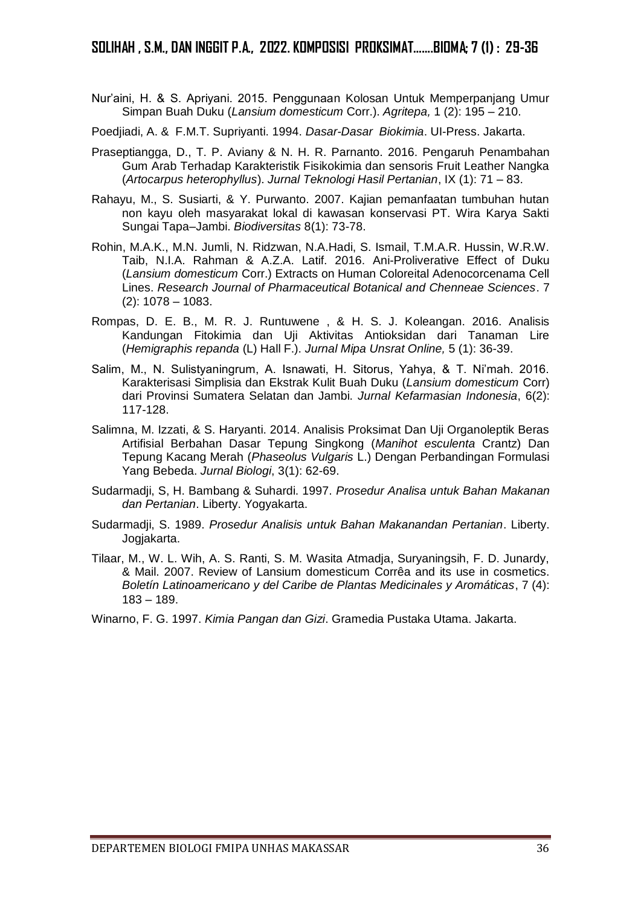Nur'aini, H. & S. Apriyani. 2015. Penggunaan Kolosan Untuk Memperpanjang Umur Simpan Buah Duku (*Lansium domesticum* Corr.). *Agritepa,* 1 (2): 195 – 210.

Poedjiadi, A. & F.M.T. Supriyanti. 1994. *Dasar-Dasar Biokimia*. UI-Press. Jakarta.

Praseptiangga, D., T. P. Aviany & N. H. R. Parnanto. 2016. Pengaruh Penambahan Gum Arab Terhadap Karakteristik Fisikokimia dan sensoris Fruit Leather Nangka (*Artocarpus heterophyllus*). *Jurnal Teknologi Hasil Pertanian*, IX (1): 71 – 83.

Rahayu, M., S. Susiarti, & Y. Purwanto. 2007. Kajian pemanfaatan tumbuhan hutan non kayu oleh masyarakat lokal di kawasan konservasi PT. Wira Karya Sakti Sungai Tapa–Jambi. *Biodiversitas* 8(1): 73-78.

Rohin, M.A.K., M.N. Jumli, N. Ridzwan, N.A.Hadi, S. Ismail, T.M.A.R. Hussin, W.R.W. Taib, N.I.A. Rahman & A.Z.A. Latif. 2016. Ani-Proliverative Effect of Duku (*Lansium domesticum* Corr.) Extracts on Human Coloreital Adenocorcenama Cell Lines. *Research Journal of Pharmaceutical Botanical and Chenneae Sciences*. 7 (2): 1078 – 1083.

Rompas, D. E. B., M. R. J. Runtuwene , & H. S. J. Koleangan. 2016. Analisis Kandungan Fitokimia dan Uji Aktivitas Antioksidan dari Tanaman Lire (*Hemigraphis repanda* (L) Hall F.). *Jurnal Mipa Unsrat Online,* 5 (1): 36-39.

Salim, M., N. Sulistyaningrum, A. Isnawati, H. Sitorus, Yahya, & T. Ni'mah. 2016. Karakterisasi Simplisia dan Ekstrak Kulit Buah Duku (*Lansium domesticum* Corr) dari Provinsi Sumatera Selatan dan Jambi. *Jurnal Kefarmasian Indonesia*, 6(2): 117-128.

Salimna, M. Izzati, & S. Haryanti. 2014. Analisis Proksimat Dan Uji Organoleptik Beras Artifisial Berbahan Dasar Tepung Singkong (*Manihot esculenta* Crantz) Dan Tepung Kacang Merah (*Phaseolus Vulgaris* L.) Dengan Perbandingan Formulasi Yang Bebeda. *Jurnal Biologi*, 3(1): 62-69.

Sudarmadji, S, H. Bambang & Suhardi. 1997. *Prosedur Analisa untuk Bahan Makanan dan Pertanian*. Liberty. Yogyakarta.

Sudarmadji, S. 1989. *Prosedur Analisis untuk Bahan Makanandan Pertanian*. Liberty. Jogjakarta.

Tilaar, M., W. L. Wih, A. S. Ranti, S. M. Wasita Atmadja, Suryaningsih, F. D. Junardy, & Mail. 2007. Review of Lansium domesticum Corrêa and its use in cosmetics. *Boletín Latinoamericano y del Caribe de Plantas Medicinales y Aromáticas*, 7 (4): 183 – 189.

Winarno, F. G. 1997. *Kimia Pangan dan Gizi*. Gramedia Pustaka Utama. Jakarta.